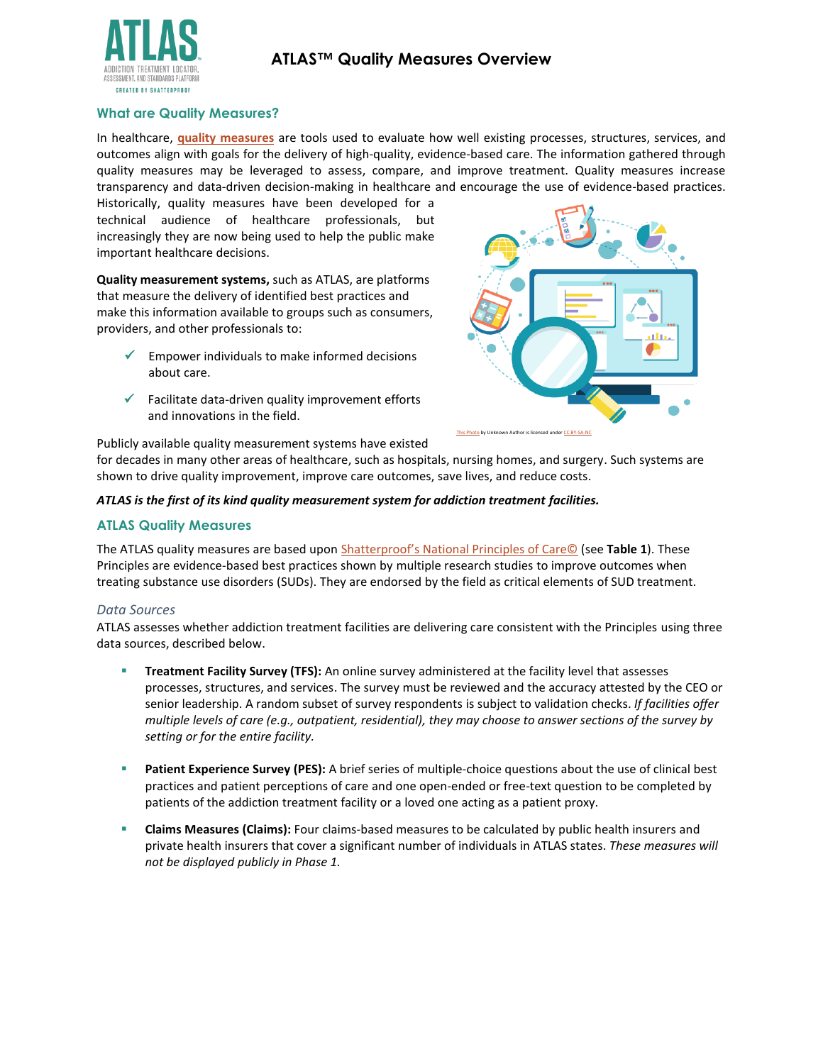# ATLAS™ Quality Measures Overview

## What are Quality Measures?

In healthcare, **quality measures** are tools used to evaluate how well existing processes, structures, services, and outcomes align with goals for the delivery of high-quality, evidence-based care. The information gathered through quality measures may be leveraged to assess, compare, and improve treatment. Quality measures increase transparency and data-driven decision-making in healthcare and encourage the use of evidence-based practices. Historically, quality measures have been developed for a technical audience of healthcare professionals, but increasingly they are now being used to help the public make important healthcare decisions.

**Quality measurement systems,** such as ATLAS, are platforms that measure the delivery of identified best practices and make this information available to groups such as consumers, providers, and other professionals to:

- ✓ Empower individuals to make informed decisions about care.
- ✓ Facilitate data-driven quality improvement efforts and innovations in the field.

This Photo by Unknown Author is licensed under CC BY-SA-NC

Publicly available quality measurement systems have existed for decades in many other areas of healthcare, such as hospitals, nursing homes, and surgery. Such systems are shown to drive quality improvement, improve care outcomes, save lives, and reduce costs.

***ATLAS is the first of its kind quality measurement system for addiction treatment facilities.***

## ATLAS Quality Measures

The ATLAS quality measures are based upon Shatterproof's National Principles of Care© (see **Table 1**). These Principles are evidence-based best practices shown by multiple research studies to improve outcomes when treating substance use disorders (SUDs). They are endorsed by the field as critical elements of SUD treatment.

### *Data Sources*

ATLAS assesses whether addiction treatment facilities are delivering care consistent with the Principles using three data sources, described below.

- **Treatment Facility Survey (TFS):** An online survey administered at the facility level that assesses processes, structures, and services. The survey must be reviewed and the accuracy attested by the CEO or senior leadership. A random subset of survey respondents is subject to validation checks. *If facilities offer multiple levels of care (e.g., outpatient, residential), they may choose to answer sections of the survey by setting or for the entire facility.*

- **Patient Experience Survey (PES):** A brief series of multiple-choice questions about the use of clinical best practices and patient perceptions of care and one open-ended or free-text question to be completed by patients of the addiction treatment facility or a loved one acting as a patient proxy.

- **Claims Measures (Claims):** Four claims-based measures to be calculated by public health insurers and private health insurers that cover a significant number of individuals in ATLAS states. *These measures will not be displayed publicly in Phase 1.*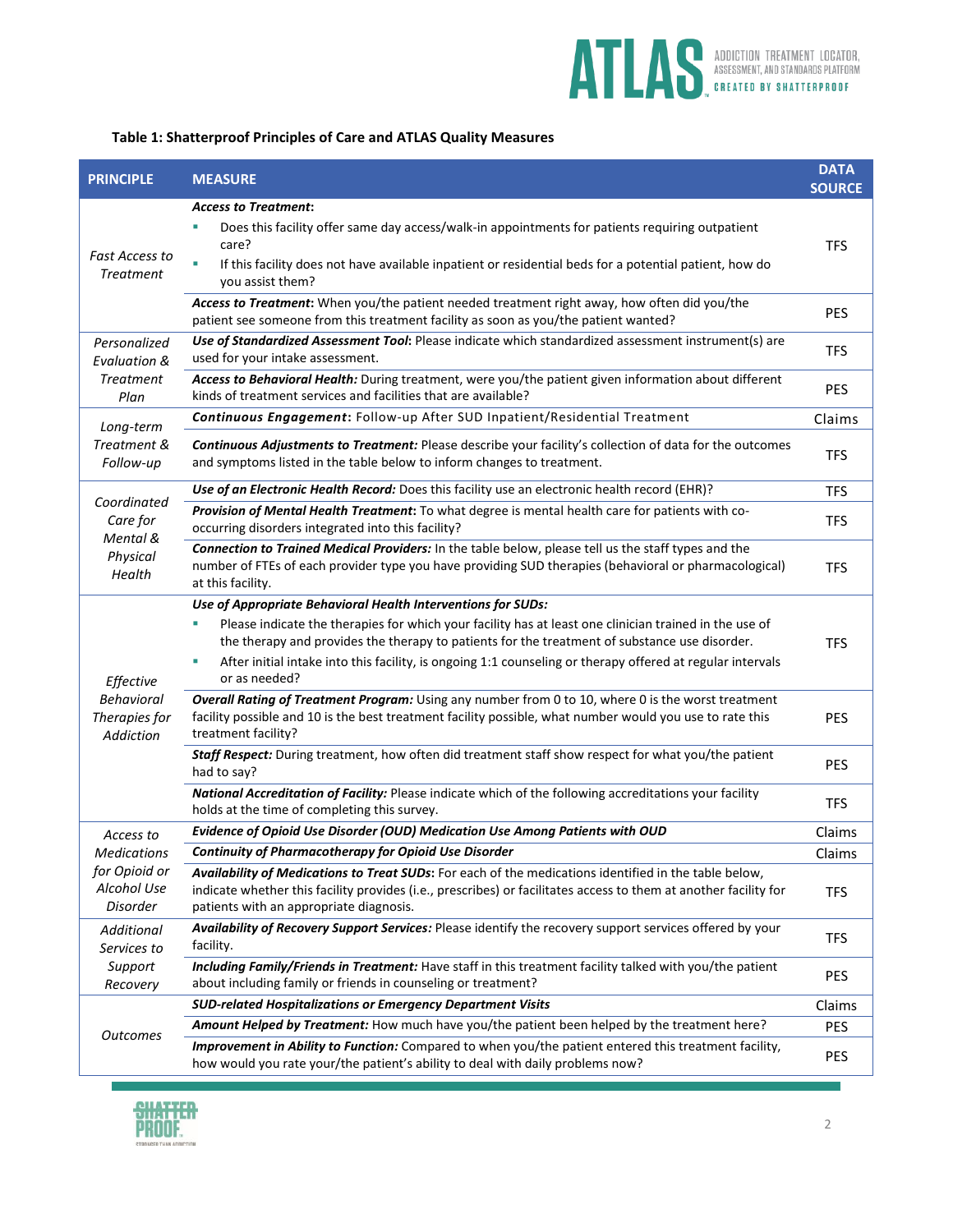**Table 1: Shatterproof Principles of Care and ATLAS Quality Measures**

| PRINCIPLE | MEASURE | DATA SOURCE |
|---|---|---|
| *Fast Access to Treatment* | ***Access to Treatment*:** <br>▪ Does this facility offer same day access/walk-in appointments for patients requiring outpatient care? <br>▪ If this facility does not have available inpatient or residential beds for a potential patient, how do you assist them? | TFS |
| | ***Access to Treatment*:** When you/the patient needed treatment right away, how often did you/the patient see someone from this treatment facility as soon as you/the patient wanted? | PES |
| *Personalized Evaluation & Treatment Plan* | ***Use of Standardized Assessment Tool*:** Please indicate which standardized assessment instrument(s) are used for your intake assessment. | TFS |
| | ***Access to Behavioral Health:*** During treatment, were you/the patient given information about different kinds of treatment services and facilities that are available? | PES |
| *Long-term Treatment & Follow-up* | ***Continuous Engagement*:** Follow-up After SUD Inpatient/Residential Treatment | Claims |
| | ***Continuous Adjustments to Treatment:*** Please describe your facility's collection of data for the outcomes and symptoms listed in the table below to inform changes to treatment. | TFS |
| *Coordinated Care for Mental & Physical Health* | ***Use of an Electronic Health Record:*** Does this facility use an electronic health record (EHR)? | TFS |
| | ***Provision of Mental Health Treatment*:** To what degree is mental health care for patients with co-occurring disorders integrated into this facility? | TFS |
| | ***Connection to Trained Medical Providers:*** In the table below, please tell us the staff types and the number of FTEs of each provider type you have providing SUD therapies (behavioral or pharmacological) at this facility. | TFS |
| *Effective Behavioral Therapies for Addiction* | ***Use of Appropriate Behavioral Health Interventions for SUDs:*** <br>▪ Please indicate the therapies for which your facility has at least one clinician trained in the use of the therapy and provides the therapy to patients for the treatment of substance use disorder. <br>▪ After initial intake into this facility, is ongoing 1:1 counseling or therapy offered at regular intervals or as needed? | TFS |
| | ***Overall Rating of Treatment Program:*** Using any number from 0 to 10, where 0 is the worst treatment facility possible and 10 is the best treatment facility possible, what number would you use to rate this treatment facility? | PES |
| | ***Staff Respect:*** During treatment, how often did treatment staff show respect for what you/the patient had to say? | PES |
| | ***National Accreditation of Facility:*** Please indicate which of the following accreditations your facility holds at the time of completing this survey. | TFS |
| *Access to Medications for Opioid or Alcohol Use Disorder* | ***Evidence of Opioid Use Disorder (OUD) Medication Use Among Patients with OUD*** | Claims |
| | ***Continuity of Pharmacotherapy for Opioid Use Disorder*** | Claims |
| | ***Availability of Medications to Treat SUDs*:** For each of the medications identified in the table below, indicate whether this facility provides (i.e., prescribes) or facilitates access to them at another facility for patients with an appropriate diagnosis. | TFS |
| *Additional Services to Support Recovery* | ***Availability of Recovery Support Services:*** Please identify the recovery support services offered by your facility. | TFS |
| | ***Including Family/Friends in Treatment:*** Have staff in this treatment facility talked with you/the patient about including family or friends in counseling or treatment? | PES |
| *Outcomes* | ***SUD-related Hospitalizations or Emergency Department Visits*** | Claims |
| | ***Amount Helped by Treatment:*** How much have you/the patient been helped by the treatment here? | PES |
| | ***Improvement in Ability to Function:*** Compared to when you/the patient entered this treatment facility, how would you rate your/the patient's ability to deal with daily problems now? | PES |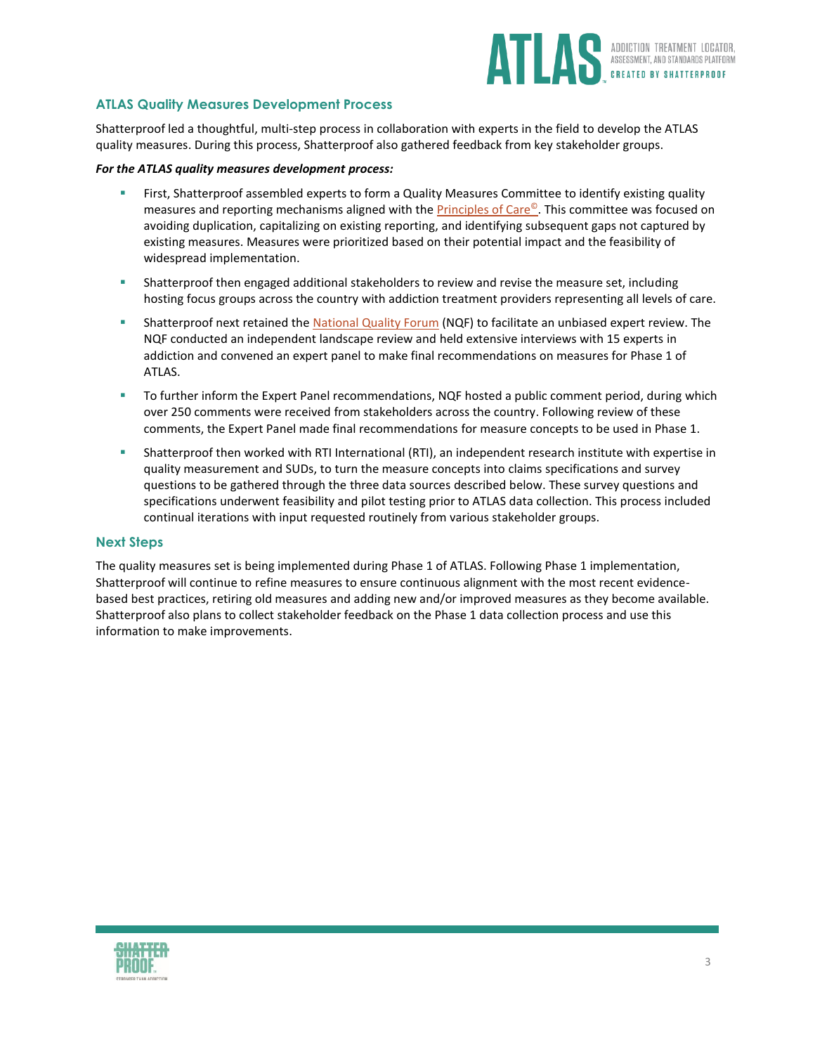## ATLAS Quality Measures Development Process

Shatterproof led a thoughtful, multi-step process in collaboration with experts in the field to develop the ATLAS quality measures. During this process, Shatterproof also gathered feedback from key stakeholder groups.

***For the ATLAS quality measures development process:***

- First, Shatterproof assembled experts to form a Quality Measures Committee to identify existing quality measures and reporting mechanisms aligned with the Principles of Care©. This committee was focused on avoiding duplication, capitalizing on existing reporting, and identifying subsequent gaps not captured by existing measures. Measures were prioritized based on their potential impact and the feasibility of widespread implementation.
- Shatterproof then engaged additional stakeholders to review and revise the measure set, including hosting focus groups across the country with addiction treatment providers representing all levels of care.
- Shatterproof next retained the National Quality Forum (NQF) to facilitate an unbiased expert review. The NQF conducted an independent landscape review and held extensive interviews with 15 experts in addiction and convened an expert panel to make final recommendations on measures for Phase 1 of ATLAS.
- To further inform the Expert Panel recommendations, NQF hosted a public comment period, during which over 250 comments were received from stakeholders across the country. Following review of these comments, the Expert Panel made final recommendations for measure concepts to be used in Phase 1.
- Shatterproof then worked with RTI International (RTI), an independent research institute with expertise in quality measurement and SUDs, to turn the measure concepts into claims specifications and survey questions to be gathered through the three data sources described below. These survey questions and specifications underwent feasibility and pilot testing prior to ATLAS data collection. This process included continual iterations with input requested routinely from various stakeholder groups.

## Next Steps

The quality measures set is being implemented during Phase 1 of ATLAS. Following Phase 1 implementation, Shatterproof will continue to refine measures to ensure continuous alignment with the most recent evidence-based best practices, retiring old measures and adding new and/or improved measures as they become available. Shatterproof also plans to collect stakeholder feedback on the Phase 1 data collection process and use this information to make improvements.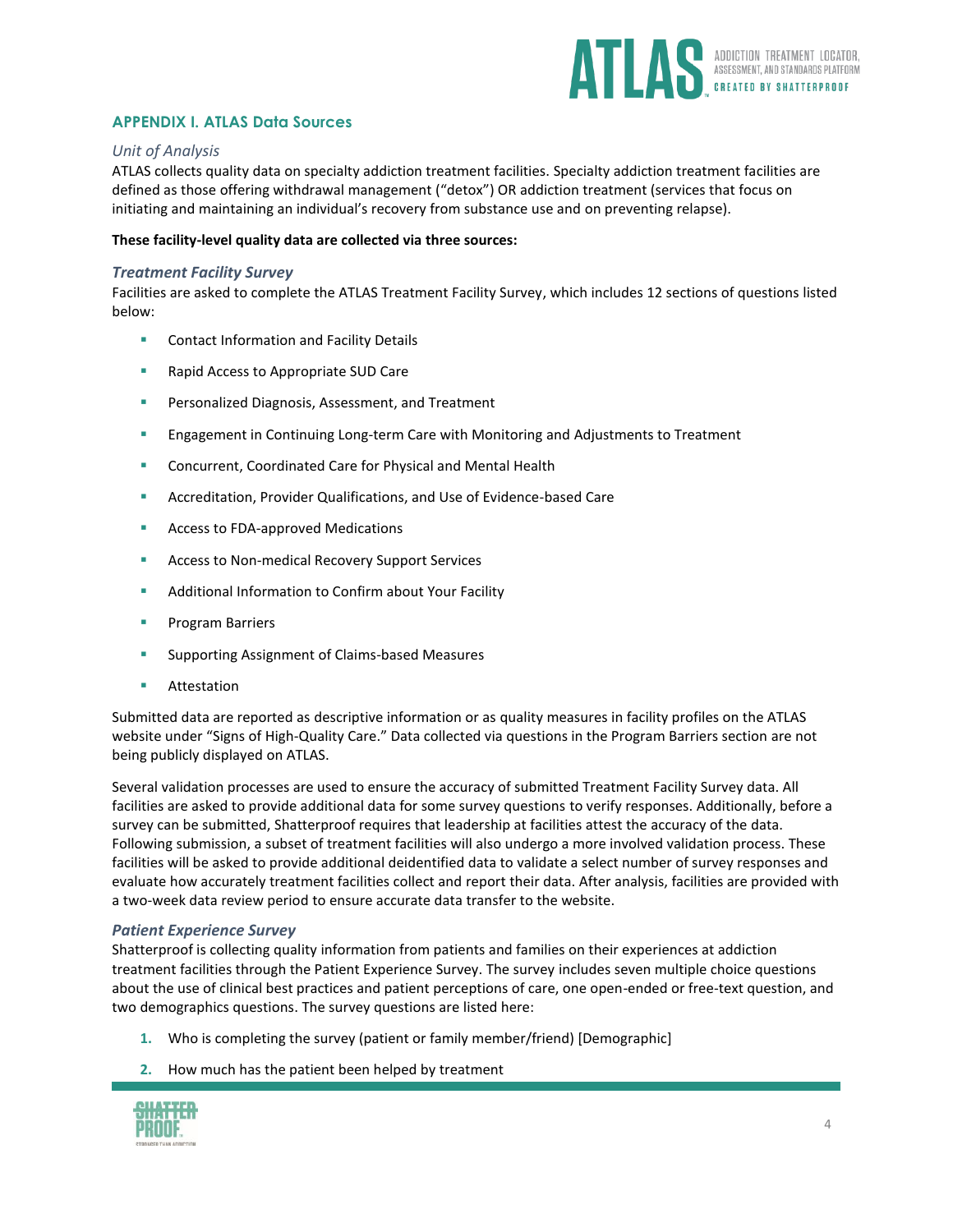## APPENDIX I. ATLAS Data Sources

### *Unit of Analysis*

ATLAS collects quality data on specialty addiction treatment facilities. Specialty addiction treatment facilities are defined as those offering withdrawal management ("detox") OR addiction treatment (services that focus on initiating and maintaining an individual's recovery from substance use and on preventing relapse).

**These facility-level quality data are collected via three sources:**

### *Treatment Facility Survey*

Facilities are asked to complete the ATLAS Treatment Facility Survey, which includes 12 sections of questions listed below:

- Contact Information and Facility Details
- Rapid Access to Appropriate SUD Care
- Personalized Diagnosis, Assessment, and Treatment
- Engagement in Continuing Long-term Care with Monitoring and Adjustments to Treatment
- Concurrent, Coordinated Care for Physical and Mental Health
- Accreditation, Provider Qualifications, and Use of Evidence-based Care
- Access to FDA-approved Medications
- Access to Non-medical Recovery Support Services
- Additional Information to Confirm about Your Facility
- Program Barriers
- Supporting Assignment of Claims-based Measures
- Attestation

Submitted data are reported as descriptive information or as quality measures in facility profiles on the ATLAS website under "Signs of High-Quality Care." Data collected via questions in the Program Barriers section are not being publicly displayed on ATLAS.

Several validation processes are used to ensure the accuracy of submitted Treatment Facility Survey data. All facilities are asked to provide additional data for some survey questions to verify responses. Additionally, before a survey can be submitted, Shatterproof requires that leadership at facilities attest the accuracy of the data. Following submission, a subset of treatment facilities will also undergo a more involved validation process. These facilities will be asked to provide additional deidentified data to validate a select number of survey responses and evaluate how accurately treatment facilities collect and report their data. After analysis, facilities are provided with a two-week data review period to ensure accurate data transfer to the website.

### *Patient Experience Survey*

Shatterproof is collecting quality information from patients and families on their experiences at addiction treatment facilities through the Patient Experience Survey. The survey includes seven multiple choice questions about the use of clinical best practices and patient perceptions of care, one open-ended or free-text question, and two demographics questions. The survey questions are listed here:

1. Who is completing the survey (patient or family member/friend) [Demographic]
2. How much has the patient been helped by treatment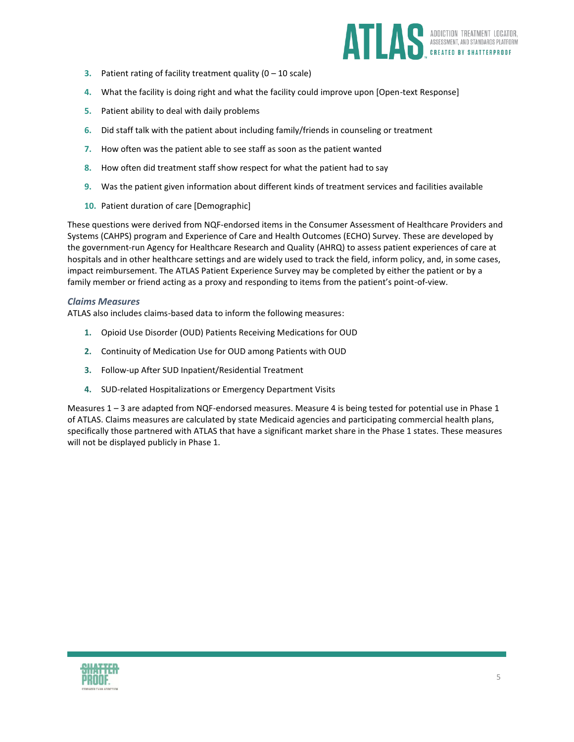3. Patient rating of facility treatment quality (0 – 10 scale)
4. What the facility is doing right and what the facility could improve upon [Open-text Response]
5. Patient ability to deal with daily problems
6. Did staff talk with the patient about including family/friends in counseling or treatment
7. How often was the patient able to see staff as soon as the patient wanted
8. How often did treatment staff show respect for what the patient had to say
9. Was the patient given information about different kinds of treatment services and facilities available
10. Patient duration of care [Demographic]

These questions were derived from NQF-endorsed items in the Consumer Assessment of Healthcare Providers and Systems (CAHPS) program and Experience of Care and Health Outcomes (ECHO) Survey. These are developed by the government-run Agency for Healthcare Research and Quality (AHRQ) to assess patient experiences of care at hospitals and in other healthcare settings and are widely used to track the field, inform policy, and, in some cases, impact reimbursement. The ATLAS Patient Experience Survey may be completed by either the patient or by a family member or friend acting as a proxy and responding to items from the patient's point-of-view.

### *Claims Measures*

ATLAS also includes claims-based data to inform the following measures:

1. Opioid Use Disorder (OUD) Patients Receiving Medications for OUD
2. Continuity of Medication Use for OUD among Patients with OUD
3. Follow-up After SUD Inpatient/Residential Treatment
4. SUD-related Hospitalizations or Emergency Department Visits

Measures 1 – 3 are adapted from NQF-endorsed measures. Measure 4 is being tested for potential use in Phase 1 of ATLAS. Claims measures are calculated by state Medicaid agencies and participating commercial health plans, specifically those partnered with ATLAS that have a significant market share in the Phase 1 states. These measures will not be displayed publicly in Phase 1.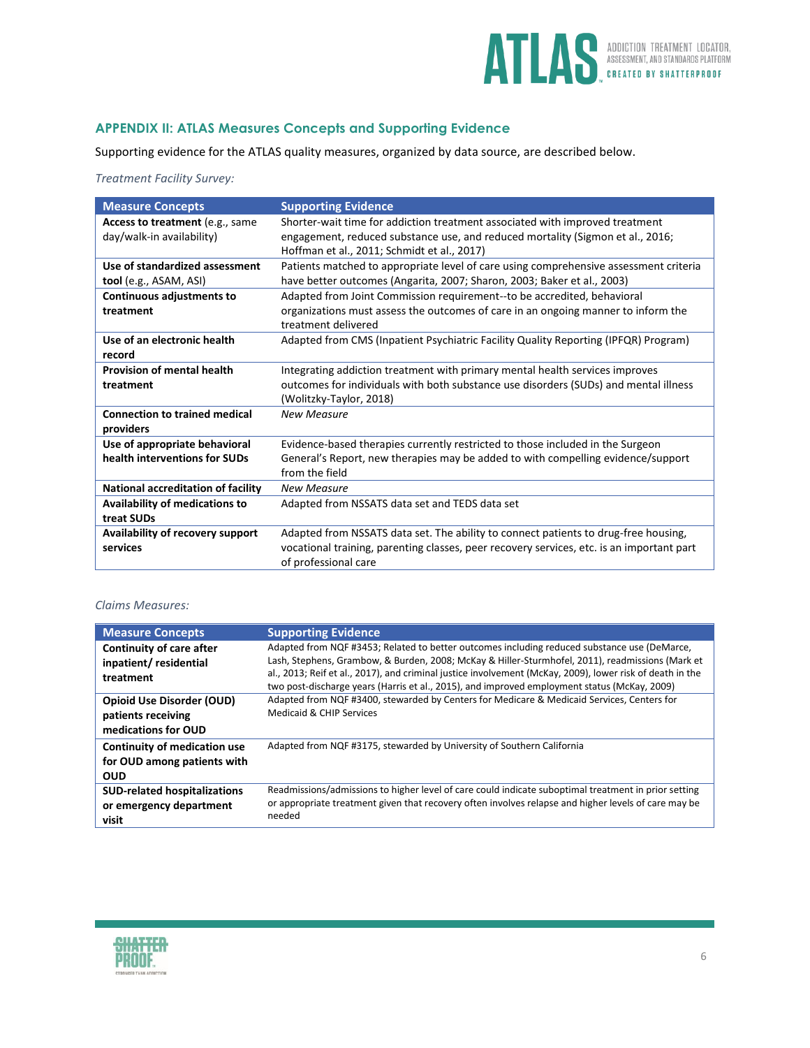## APPENDIX II: ATLAS Measures Concepts and Supporting Evidence

Supporting evidence for the ATLAS quality measures, organized by data source, are described below.

*Treatment Facility Survey:*

| Measure Concepts | Supporting Evidence |
|---|---|
| **Access to treatment** (e.g., same day/walk-in availability) | Shorter-wait time for addiction treatment associated with improved treatment engagement, reduced substance use, and reduced mortality (Sigmon et al., 2016; Hoffman et al., 2011; Schmidt et al., 2017) |
| **Use of standardized assessment tool** (e.g., ASAM, ASI) | Patients matched to appropriate level of care using comprehensive assessment criteria have better outcomes (Angarita, 2007; Sharon, 2003; Baker et al., 2003) |
| **Continuous adjustments to treatment** | Adapted from Joint Commission requirement--to be accredited, behavioral organizations must assess the outcomes of care in an ongoing manner to inform the treatment delivered |
| **Use of an electronic health record** | Adapted from CMS (Inpatient Psychiatric Facility Quality Reporting (IPFQR) Program) |
| **Provision of mental health treatment** | Integrating addiction treatment with primary mental health services improves outcomes for individuals with both substance use disorders (SUDs) and mental illness (Wolitzky-Taylor, 2018) |
| **Connection to trained medical providers** | *New Measure* |
| **Use of appropriate behavioral health interventions for SUDs** | Evidence-based therapies currently restricted to those included in the Surgeon General's Report, new therapies may be added to with compelling evidence/support from the field |
| **National accreditation of facility** | *New Measure* |
| **Availability of medications to treat SUDs** | Adapted from NSSATS data set and TEDS data set |
| **Availability of recovery support services** | Adapted from NSSATS data set. The ability to connect patients to drug-free housing, vocational training, parenting classes, peer recovery services, etc. is an important part of professional care |

*Claims Measures:*

| Measure Concepts | Supporting Evidence |
|---|---|
| **Continuity of care after inpatient/ residential treatment** | Adapted from NQF #3453; Related to better outcomes including reduced substance use (DeMarce, Lash, Stephens, Grambow, & Burden, 2008; McKay & Hiller-Sturmhofel, 2011), readmissions (Mark et al., 2013; Reif et al., 2017), and criminal justice involvement (McKay, 2009), lower risk of death in the two post-discharge years (Harris et al., 2015), and improved employment status (McKay, 2009) |
| **Opioid Use Disorder (OUD) patients receiving medications for OUD** | Adapted from NQF #3400, stewarded by Centers for Medicare & Medicaid Services, Centers for Medicaid & CHIP Services |
| **Continuity of medication use for OUD among patients with OUD** | Adapted from NQF #3175, stewarded by University of Southern California |
| **SUD-related hospitalizations or emergency department visit** | Readmissions/admissions to higher level of care could indicate suboptimal treatment in prior setting or appropriate treatment given that recovery often involves relapse and higher levels of care may be needed |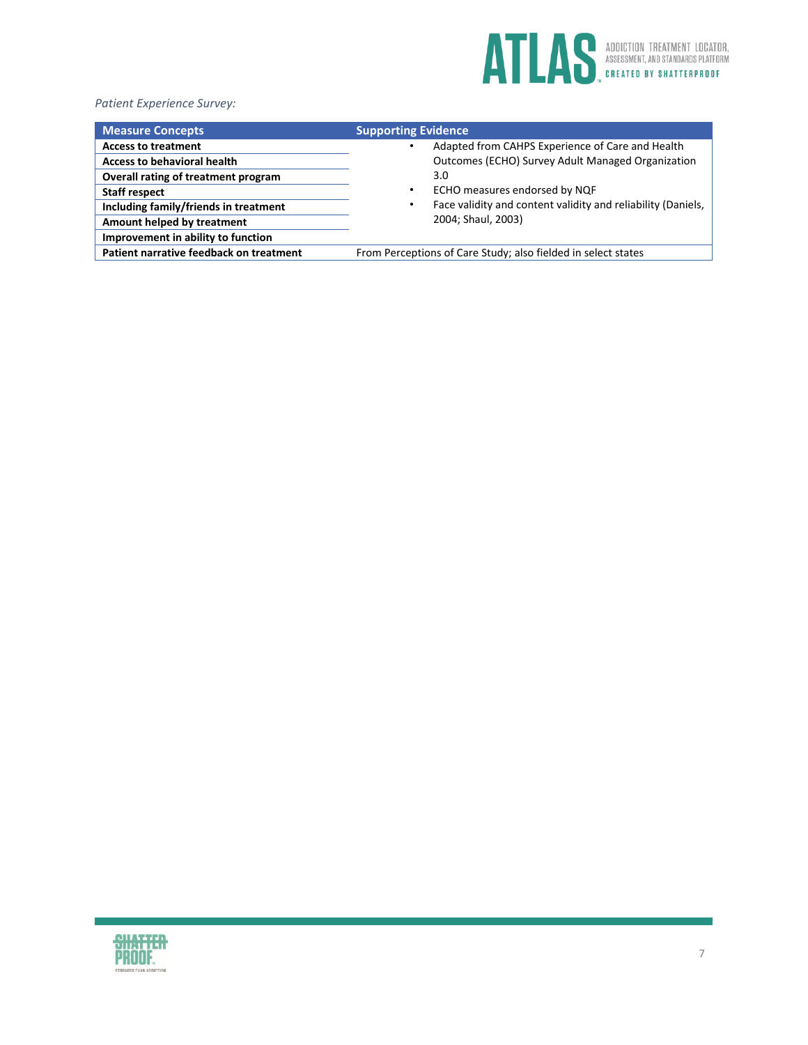*Patient Experience Survey:*

| Measure Concepts | Supporting Evidence |
|---|---|
| **Access to treatment** | • Adapted from CAHPS Experience of Care and Health Outcomes (ECHO) Survey Adult Managed Organization 3.0<br>• ECHO measures endorsed by NQF<br>• Face validity and content validity and reliability (Daniels, 2004; Shaul, 2003) |
| **Access to behavioral health** | |
| **Overall rating of treatment program** | |
| **Staff respect** | |
| **Including family/friends in treatment** | |
| **Amount helped by treatment** | |
| **Improvement in ability to function** | |
| **Patient narrative feedback on treatment** | From Perceptions of Care Study; also fielded in select states |